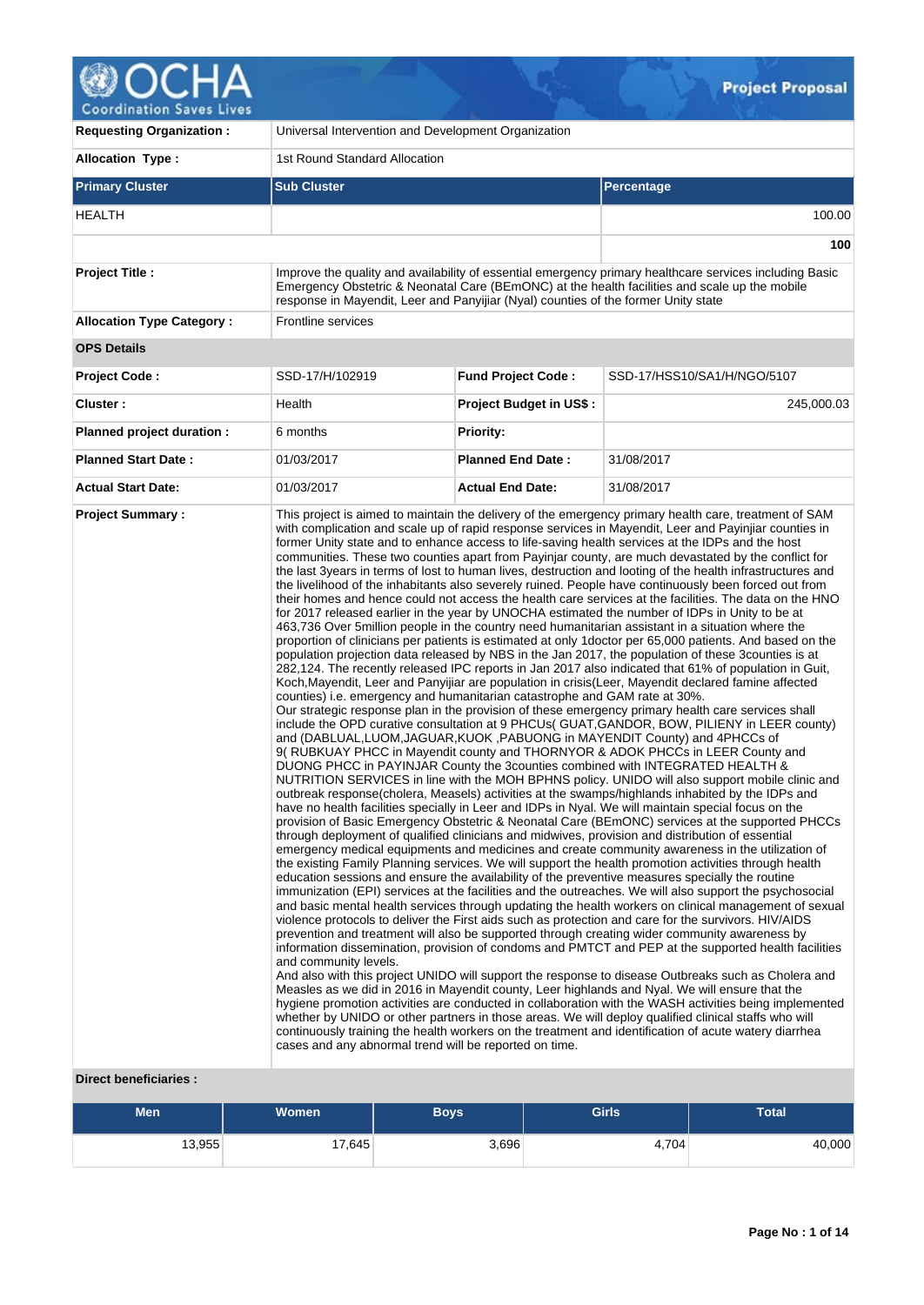**Project Proposal**

| | | | |
|---|---|---|---|
| **Requesting Organization :** | Universal Intervention and Development Organization | | |
| **Allocation Type :** | 1st Round Standard Allocation | | |

| Primary Cluster | Sub Cluster | Percentage |
|---|---|---|
| HEALTH | | 100.00 |
| | | **100** |

| | | | |
|---|---|---|---|
| **Project Title :** | Improve the quality and availability of essential emergency primary healthcare services including Basic Emergency Obstetric & Neonatal Care (BEmONC) at the health facilities and scale up the mobile response in Mayendit, Leer and Panyijiar (Nyal) counties of the former Unity state | | |
| **Allocation Type Category :** | Frontline services | | |
| **OPS Details** | | | |
| **Project Code :** | SSD-17/H/102919 | **Fund Project Code :** | SSD-17/HSS10/SA1/H/NGO/5107 |
| **Cluster :** | Health | **Project Budget in US$ :** | 245,000.03 |
| **Planned project duration :** | 6 months | **Priority:** | |
| **Planned Start Date :** | 01/03/2017 | **Planned End Date :** | 31/08/2017 |
| **Actual Start Date:** | 01/03/2017 | **Actual End Date:** | 31/08/2017 |

**Project Summary :**

This project is aimed to maintain the delivery of the emergency primary health care, treatment of SAM with complication and scale up of rapid response services in Mayendit, Leer and Payinjiar counties in former Unity state and to enhance access to life-saving health services at the IDPs and the host communities. These two counties apart from Payinjar county, are much devastated by the conflict for the last 3years in terms of lost to human lives, destruction and looting of the health infrastructures and the livelihood of the inhabitants also severely ruined. People have continuously been forced out from their homes and hence could not access the health care services at the facilities. The data on the HNO for 2017 released earlier in the year by UNOCHA estimated the number of IDPs in Unity to be at 463,736 Over 5million people in the country need humanitarian assistant in a situation where the proportion of clinicians per patients is estimated at only 1doctor per 65,000 patients. And based on the population projection data released by NBS in the Jan 2017, the population of these 3counties is at 282,124. The recently released IPC reports in Jan 2017 also indicated that 61% of population in Guit, Koch,Mayendit, Leer and Panyijiar are population in crisis(Leer, Mayendit declared famine affected counties) i.e. emergency and humanitarian catastrophe and GAM rate at 30%.
Our strategic response plan in the provision of these emergency primary health care services shall include the OPD curative consultation at 9 PHCUs( GUAT,GANDOR, BOW, PILIENY in LEER county) and (DABLUAL,LUOM,JAGUAR,KUOK ,PABUONG in MAYENDIT County) and 4PHCCs of 9( RUBKUAY PHCC in Mayendit county and THORNYOR & ADOK PHCCs in LEER County and DUONG PHCC in PAYINJAR County the 3counties combined with INTEGRATED HEALTH & NUTRITION SERVICES in line with the MOH BPHNS policy. UNIDO will also support mobile clinic and outbreak response(cholera, Measels) activities at the swamps/highlands inhabited by the IDPs and have no health facilities specially in Leer and IDPs in Nyal. We will maintain special focus on the provision of Basic Emergency Obstetric & Neonatal Care (BEmONC) services at the supported PHCCs through deployment of qualified clinicians and midwives, provision and distribution of essential emergency medical equipments and medicines and create community awareness in the utilization of the existing Family Planning services. We will support the health promotion activities through health education sessions and ensure the availability of the preventive measures specially the routine immunization (EPI) services at the facilities and the outreaches. We will also support the psychosocial and basic mental health services through updating the health workers on clinical management of sexual violence protocols to deliver the First aids such as protection and care for the survivors. HIV/AIDS prevention and treatment will also be supported through creating wider community awareness by information dissemination, provision of condoms and PMTCT and PEP at the supported health facilities and community levels.
And also with this project UNIDO will support the response to disease Outbreaks such as Cholera and Measles as we did in 2016 in Mayendit county, Leer highlands and Nyal. We will ensure that the hygiene promotion activities are conducted in collaboration with the WASH activities being implemented whether by UNIDO or other partners in those areas. We will deploy qualified clinical staffs who will continuously training the health workers on the treatment and identification of acute watery diarrhea cases and any abnormal trend will be reported on time.

**Direct beneficiaries :**

| Men | Women | Boys | Girls | Total |
|---|---|---|---|---|
| 13,955 | 17,645 | 3,696 | 4,704 | 40,000 |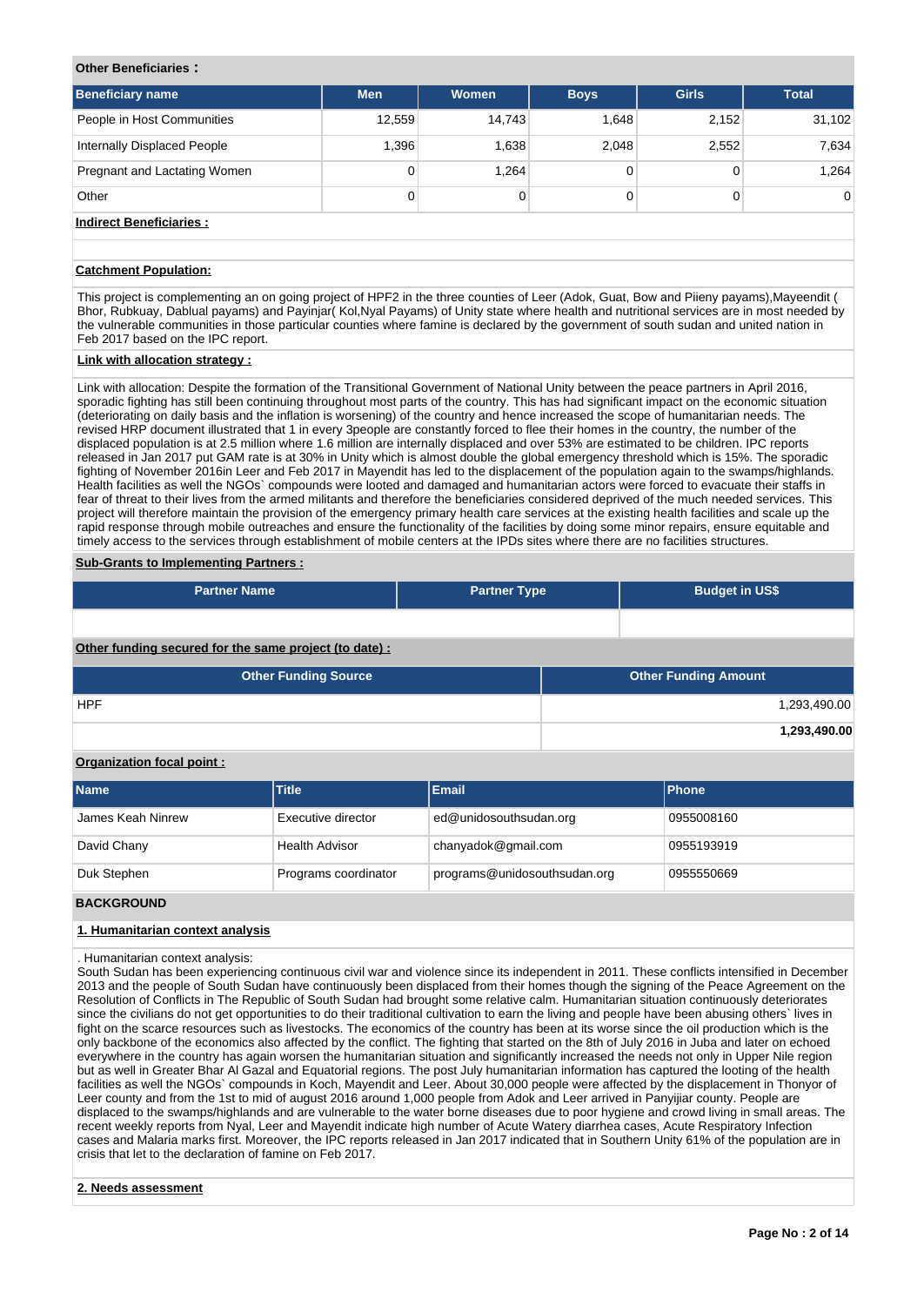**Other Beneficiaries :**

| Beneficiary name | Men | Women | Boys | Girls | Total |
|---|---|---|---|---|---|
| People in Host Communities | 12,559 | 14,743 | 1,648 | 2,152 | 31,102 |
| Internally Displaced People | 1,396 | 1,638 | 2,048 | 2,552 | 7,634 |
| Pregnant and Lactating Women | 0 | 1,264 | 0 | 0 | 1,264 |
| Other | 0 | 0 | 0 | 0 | 0 |

**Indirect Beneficiaries :**

**Catchment Population:**

This project is complementing an on going project of HPF2 in the three counties of Leer (Adok, Guat, Bow and Piieny payams),Mayeendit ( Bhor, Rubkuay, Dablual payams) and Payinjar( Kol,Nyal Payams) of Unity state where health and nutritional services are in most needed by the vulnerable communities in those particular counties where famine is declared by the government of south sudan and united nation in Feb 2017 based on the IPC report.

**Link with allocation strategy :**

Link with allocation: Despite the formation of the Transitional Government of National Unity between the peace partners in April 2016, sporadic fighting has still been continuing throughout most parts of the country. This has had significant impact on the economic situation (deteriorating on daily basis and the inflation is worsening) of the country and hence increased the scope of humanitarian needs. The revised HRP document illustrated that 1 in every 3people are constantly forced to flee their homes in the country, the number of the displaced population is at 2.5 million where 1.6 million are internally displaced and over 53% are estimated to be children. IPC reports released in Jan 2017 put GAM rate is at 30% in Unity which is almost double the global emergency threshold which is 15%. The sporadic fighting of November 2016in Leer and Feb 2017 in Mayendit has led to the displacement of the population again to the swamps/highlands. Health facilities as well the NGOs` compounds were looted and damaged and humanitarian actors were forced to evacuate their staffs in fear of threat to their lives from the armed militants and therefore the beneficiaries considered deprived of the much needed services. This project will therefore maintain the provision of the emergency primary health care services at the existing health facilities and scale up the rapid response through mobile outreaches and ensure the functionality of the facilities by doing some minor repairs, ensure equitable and timely access to the services through establishment of mobile centers at the IPDs sites where there are no facilities structures.

**Sub-Grants to Implementing Partners :**

| Partner Name | Partner Type | Budget in US$ |
|---|---|---|
| | | |

**Other funding secured for the same project (to date) :**

| Other Funding Source | Other Funding Amount |
|---|---|
| HPF | 1,293,490.00 |
| | **1,293,490.00** |

**Organization focal point :**

| Name | Title | Email | Phone |
|---|---|---|---|
| James Keah Ninrew | Executive director | ed@unidosouthsudan.org | 0955008160 |
| David Chany | Health Advisor | chanyadok@gmail.com | 0955193919 |
| Duk Stephen | Programs coordinator | programs@unidosouthsudan.org | 0955550669 |

## BACKGROUND

**1. Humanitarian context analysis**

. Humanitarian context analysis:
South Sudan has been experiencing continuous civil war and violence since its independent in 2011. These conflicts intensified in December 2013 and the people of South Sudan have continuously been displaced from their homes though the signing of the Peace Agreement on the Resolution of Conflicts in The Republic of South Sudan had brought some relative calm. Humanitarian situation continuously deteriorates since the civilians do not get opportunities to do their traditional cultivation to earn the living and people have been abusing others` lives in fight on the scarce resources such as livestocks. The economics of the country has been at its worse since the oil production which is the only backbone of the economics also affected by the conflict. The fighting that started on the 8th of July 2016 in Juba and later on echoed everywhere in the country has again worsen the humanitarian situation and significantly increased the needs not only in Upper Nile region but as well in Greater Bhar Al Gazal and Equatorial regions. The post July humanitarian information has captured the looting of the health facilities as well the NGOs` compounds in Koch, Mayendit and Leer. About 30,000 people were affected by the displacement in Thonyor of Leer county and from the 1st to mid of august 2016 around 1,000 people from Adok and Leer arrived in Panyijiar county. People are displaced to the swamps/highlands and are vulnerable to the water borne diseases due to poor hygiene and crowd living in small areas. The recent weekly reports from Nyal, Leer and Mayendit indicate high number of Acute Watery diarrhea cases, Acute Respiratory Infection cases and Malaria marks first. Moreover, the IPC reports released in Jan 2017 indicated that in Southern Unity 61% of the population are in crisis that let to the declaration of famine on Feb 2017.

**2. Needs assessment**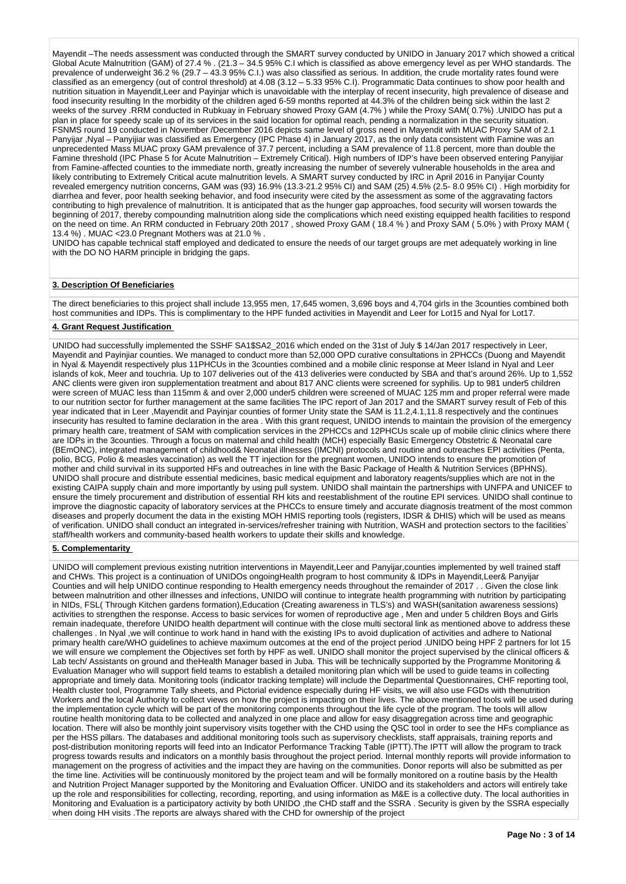Mayendit –The needs assessment was conducted through the SMART survey conducted by UNIDO in January 2017 which showed a critical Global Acute Malnutrition (GAM) of 27.4 % . (21.3 – 34.5 95% C.I which is classified as above emergency level as per WHO standards. The prevalence of underweight 36.2 % (29.7 – 43.3 95% C.I.) was also classified as serious. In addition, the crude mortality rates found were classified as an emergency (out of control threshold) at 4.08 (3.12 – 5.33 95% C.I). Programmatic Data continues to show poor health and nutrition situation in Mayendit,Leer and Payinjar which is unavoidable with the interplay of recent insecurity, high prevalence of disease and food insecurity resulting In the morbidity of the children aged 6-59 months reported at 44.3% of the children being sick within the last 2 weeks of the survey .RRM conducted in Rubkuay in February showed Proxy GAM (4.7% ) while the Proxy SAM( 0.7%) .UNIDO has put a plan in place for speedy scale up of its services in the said location for optimal reach, pending a normalization in the security situation. FSNMS round 19 conducted in November /December 2016 depicts same level of gross need in Mayendit with MUAC Proxy SAM of 2.1 Panyijar ,Nyal – Panyijiar was classified as Emergency (IPC Phase 4) in January 2017, as the only data consistent with Famine was an unprecedented Mass MUAC proxy GAM prevalence of 37.7 percent, including a SAM prevalence of 11.8 percent, more than double the Famine threshold (IPC Phase 5 for Acute Malnutrition – Extremely Critical). High numbers of IDP's have been observed entering Panyijiar from Famine-affected counties to the immediate north, greatly increasing the number of severely vulnerable households in the area and likely contributing to Extremely Critical acute malnutrition levels. A SMART survey conducted by IRC in April 2016 in Panyijar County revealed emergency nutrition concerns, GAM was (93) 16.9% (13.3-21.2 95% CI) and SAM (25) 4.5% (2.5- 8.0 95% CI) . High morbidity for diarrhea and fever, poor health seeking behavior, and food insecurity were cited by the assessment as some of the aggravating factors contributing to high prevalence of malnutrition. It is anticipated that as the hunger gap approaches, food security will worsen towards the beginning of 2017, thereby compounding malnutrition along side the complications which need existing equipped health facilities to respond on the need on time. An RRM conducted in February 20th 2017 , showed Proxy GAM ( 18.4 % ) and Proxy SAM ( 5.0% ) with Proxy MAM ( 13.4 %) . MUAC <23.0 Pregnant Mothers was at 21.0 % .

UNIDO has capable technical staff employed and dedicated to ensure the needs of our target groups are met adequately working in line with the DO NO HARM principle in bridging the gaps.

**3. Description Of Beneficiaries**

The direct beneficiaries to this project shall include 13,955 men, 17,645 women, 3,696 boys and 4,704 girls in the 3counties combined both host communities and IDPs. This is complimentary to the HPF funded activities in Mayendit and Leer for Lot15 and Nyal for Lot17.

**4. Grant Request Justification**

UNIDO had successfully implemented the SSHF SA1$SA2_2016 which ended on the 31st of July $ 14/Jan 2017 respectively in Leer, Mayendit and Payinjiar counties. We managed to conduct more than 52,000 OPD curative consultations in 2PHCCs (Duong and Mayendit in Nyal & Mayendit respectively plus 11PHCUs in the 3counties combined and a mobile clinic response at Meer Island in Nyal and Leer islands of kok, Meer and touchria. Up to 107 deliveries out of the 413 deliveries were conducted by SBA and that's around 26%. Up to 1,552 ANC clients were given iron supplementation treatment and about 817 ANC clients were screened for syphilis. Up to 981 under5 children were screen of MUAC less than 115mm & and over 2,000 under5 children were screened of MUAC 125 mm and proper referral were made to our nutrition sector for further management at the same facilities The IPC report of Jan 2017 and the SMART survey result of Feb of this year indicated that in Leer ,Mayendit and Payinjiar counties of former Unity state the SAM is 11.2,4.1,11.8 respectively and the continues insecurity has resulted to famine declaration in the area . With this grant request, UNIDO intends to maintain the provision of the emergency primary health care, treatment of SAM with complication services in the 2PHCCs and 12PHCUs scale up of mobile clinic clinics where there are IDPs in the 3counties. Through a focus on maternal and child health (MCH) especially Basic Emergency Obstetric & Neonatal care (BEmONC), integrated management of childhood& Neonatal illnesses (IMCNI) protocols and routine and outreaches EPI activities (Penta, polio, BCG, Polio & measles vaccination) as well the TT injection for the pregnant women, UNIDO intends to ensure the promotion of mother and child survival in its supported HFs and outreaches in line with the Basic Package of Health & Nutrition Services (BPHNS). UNIDO shall procure and distribute essential medicines, basic medical equipment and laboratory reagents/supplies which are not in the existing CAIPA supply chain and more importantly by using pull system. UNIDO shall maintain the partnerships with UNFPA and UNICEF to ensure the timely procurement and distribution of essential RH kits and reestablishment of the routine EPI services. UNIDO shall continue to improve the diagnostic capacity of laboratory services at the PHCCs to ensure timely and accurate diagnosis treatment of the most common diseases and properly document the data in the existing MOH HMIS reporting tools (registers, IDSR & DHIS) which will be used as means of verification. UNIDO shall conduct an integrated in-services/refresher training with Nutrition, WASH and protection sectors to the facilities` staff/health workers and community-based health workers to update their skills and knowledge.

**5. Complementarity**

UNIDO will complement previous existing nutrition interventions in Mayendit,Leer and Panyijar,counties implemented by well trained staff and CHWs. This project is a continuation of UNIDOs ongoingHealth program to host community & IDPs in Mayendit,Leer& Panyijar Counties and will help UNIDO continue responding to Health emergency needs throughout the remainder of 2017 . . Given the close link between malnutrition and other illnesses and infections, UNIDO will continue to integrate health programming with nutrition by participating in NIDs, FSL( Through Kitchen gardens formation),Education (Creating awareness in TLS's) and WASH(sanitation awareness sessions) activities to strengthen the response. Access to basic services for women of reproductive age , Men and under 5 children Boys and Girls remain inadequate, therefore UNIDO health department will continue with the close multi sectoral link as mentioned above to address these challenges . In Nyal ,we will continue to work hand in hand with the existing IPs to avoid duplication of activities and adhere to National primary health care/WHO guidelines to achieve maximum outcomes at the end of the project period .UNIDO being HPF 2 partners for lot 15 we will ensure we complement the Objectives set forth by HPF as well. UNIDO shall monitor the project supervised by the clinical officers & Lab tech/ Assistants on ground and theHealth Manager based in Juba. This will be technically supported by the Programme Monitoring & Evaluation Manager who will support field teams to establish a detailed monitoring plan which will be used to guide teams in collecting appropriate and timely data. Monitoring tools (indicator tracking template) will include the Departmental Questionnaires, CHF reporting tool, Health cluster tool, Programme Tally sheets, and Pictorial evidence especially during HF visits, we will also use FGDs with thenutrition Workers and the local Authority to collect views on how the project is impacting on their lives. The above mentioned tools will be used during the implementation cycle which will be part of the monitoring components throughout the life cycle of the program. The tools will allow routine health monitoring data to be collected and analyzed in one place and allow for easy disaggregation across time and geographic location. There will also be monthly joint supervisory visits together with the CHD using the QSC tool in order to see the HFs compliance as per the HSS pillars. The databases and additional monitoring tools such as supervisory checklists, staff appraisals, training reports and post-distribution monitoring reports will feed into an Indicator Performance Tracking Table (IPTT).The IPTT will allow the program to track progress towards results and indicators on a monthly basis throughout the project period. Internal monthly reports will provide information to management on the progress of activities and the impact they are having on the communities. Donor reports will also be submitted as per the time line. Activities will be continuously monitored by the project team and will be formally monitored on a routine basis by the Health and Nutrition Project Manager supported by the Monitoring and Evaluation Officer. UNIDO and its stakeholders and actors will entirely take up the role and responsibilities for collecting, recording, reporting, and using information as M&E is a collective duty. The local authorities in Monitoring and Evaluation is a participatory activity by both UNIDO ,the CHD staff and the SSRA . Security is given by the SSRA especially when doing HH visits .The reports are always shared with the CHD for ownership of the project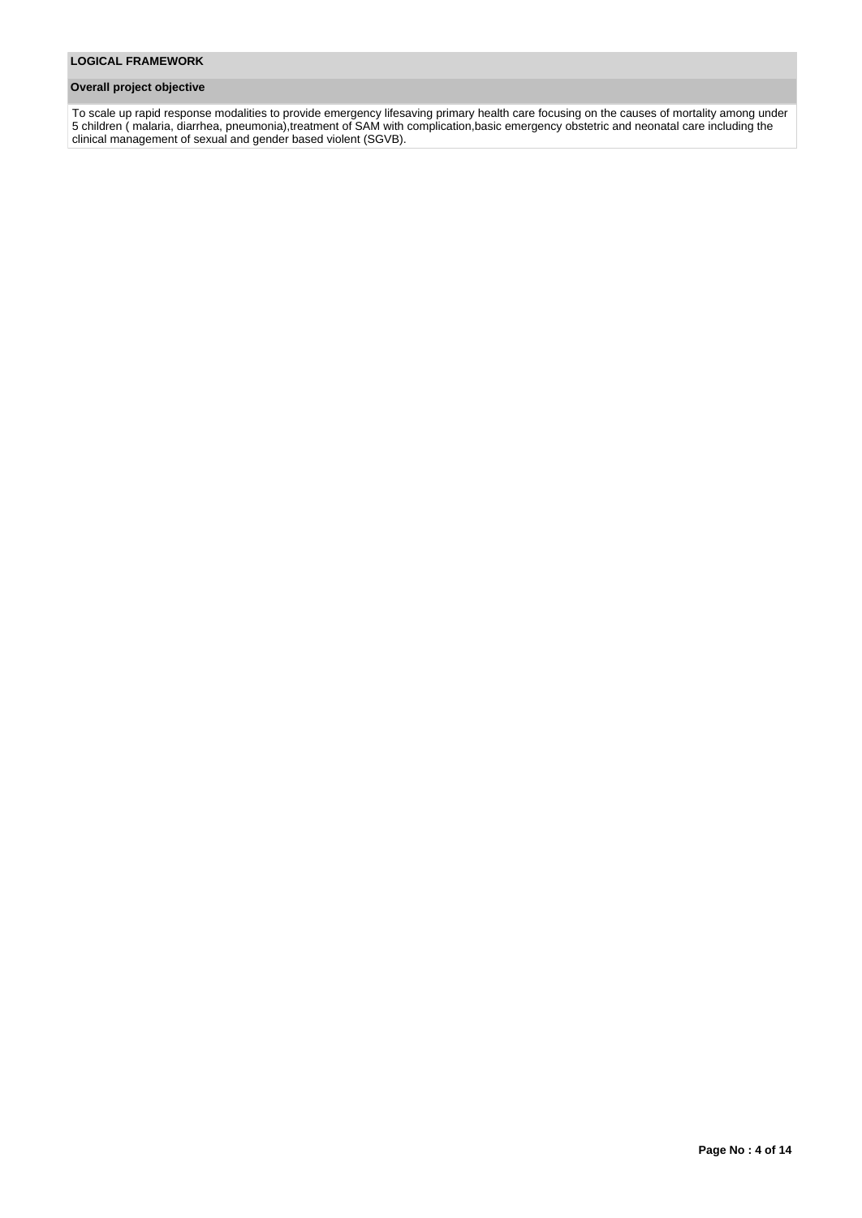## LOGICAL FRAMEWORK

### Overall project objective

To scale up rapid response modalities to provide emergency lifesaving primary health care focusing on the causes of mortality among under 5 children ( malaria, diarrhea, pneumonia),treatment of SAM with complication,basic emergency obstetric and neonatal care including the clinical management of sexual and gender based violent (SGVB).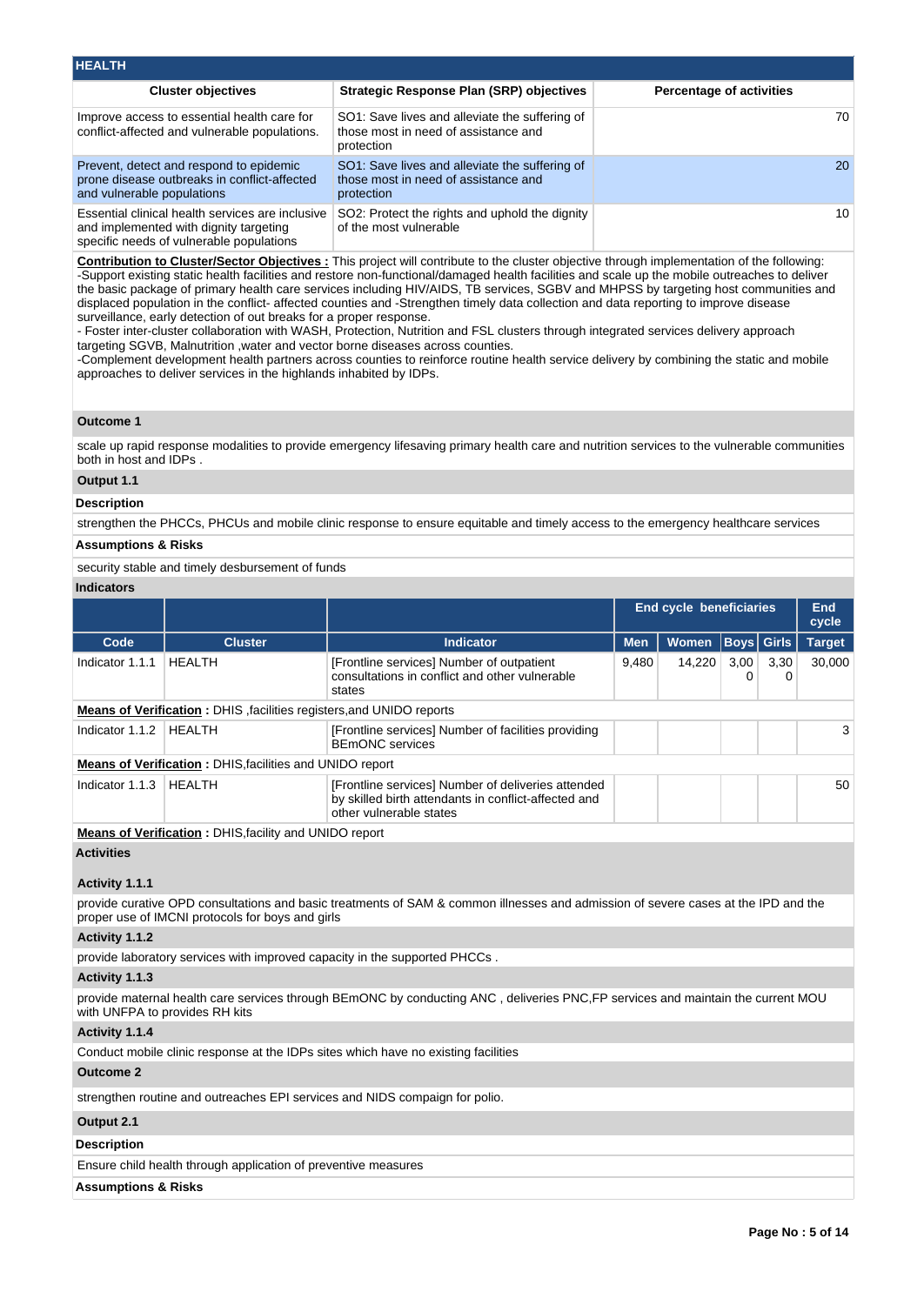## HEALTH

| Cluster objectives | Strategic Response Plan (SRP) objectives | Percentage of activities |
|---|---|---|
| Improve access to essential health care for conflict-affected and vulnerable populations. | SO1: Save lives and alleviate the suffering of those most in need of assistance and protection | 70 |
| Prevent, detect and respond to epidemic prone disease outbreaks in conflict-affected and vulnerable populations | SO1: Save lives and alleviate the suffering of those most in need of assistance and protection | 20 |
| Essential clinical health services are inclusive and implemented with dignity targeting specific needs of vulnerable populations | SO2: Protect the rights and uphold the dignity of the most vulnerable | 10 |

**Contribution to Cluster/Sector Objectives :** This project will contribute to the cluster objective through implementation of the following:
-Support existing static health facilities and restore non-functional/damaged health facilities and scale up the mobile outreaches to deliver the basic package of primary health care services including HIV/AIDS, TB services, SGBV and MHPSS by targeting host communities and displaced population in the conflict- affected counties and -Strengthen timely data collection and data reporting to improve disease surveillance, early detection of out breaks for a proper response.
- Foster inter-cluster collaboration with WASH, Protection, Nutrition and FSL clusters through integrated services delivery approach targeting SGVB, Malnutrition ,water and vector borne diseases across counties.
-Complement development health partners across counties to reinforce routine health service delivery by combining the static and mobile approaches to deliver services in the highlands inhabited by IDPs.

### Outcome 1

scale up rapid response modalities to provide emergency lifesaving primary health care and nutrition services to the vulnerable communities both in host and IDPs .

### Output 1.1

**Description**

strengthen the PHCCs, PHCUs and mobile clinic response to ensure equitable and timely access to the emergency healthcare services

**Assumptions & Risks**

security stable and timely desbursement of funds

**Indicators**

| | | | End cycle beneficiaries | | | | End cycle |
|---|---|---|---|---|---|---|---|
| Code | Cluster | Indicator | Men | Women | Boys | Girls | Target |
| Indicator 1.1.1 | HEALTH | [Frontline services] Number of outpatient consultations in conflict and other vulnerable states | 9,480 | 14,220 | 3,000 | 3,300 | 30,000 |

**Means of Verification :** DHIS ,facilities registers,and UNIDO reports

| Code | Cluster | Indicator | Men | Women | Boys | Girls | Target |
|---|---|---|---|---|---|---|---|
| Indicator 1.1.2 | HEALTH | [Frontline services] Number of facilities providing BEmONC services | | | | | 3 |

**Means of Verification :** DHIS,facilities and UNIDO report

| Code | Cluster | Indicator | Men | Women | Boys | Girls | Target |
|---|---|---|---|---|---|---|---|
| Indicator 1.1.3 | HEALTH | [Frontline services] Number of deliveries attended by skilled birth attendants in conflict-affected and other vulnerable states | | | | | 50 |

**Means of Verification :** DHIS,facility and UNIDO report

**Activities**

**Activity 1.1.1**

provide curative OPD consultations and basic treatments of SAM & common illnesses and admission of severe cases at the IPD and the proper use of IMCNI protocols for boys and girls

**Activity 1.1.2**

provide laboratory services with improved capacity in the supported PHCCs .

**Activity 1.1.3**

provide maternal health care services through BEmONC by conducting ANC , deliveries PNC,FP services and maintain the current MOU with UNFPA to provides RH kits

**Activity 1.1.4**

Conduct mobile clinic response at the IDPs sites which have no existing facilities

### Outcome 2

strengthen routine and outreaches EPI services and NIDS compaign for polio.

### Output 2.1

**Description**

Ensure child health through application of preventive measures

**Assumptions & Risks**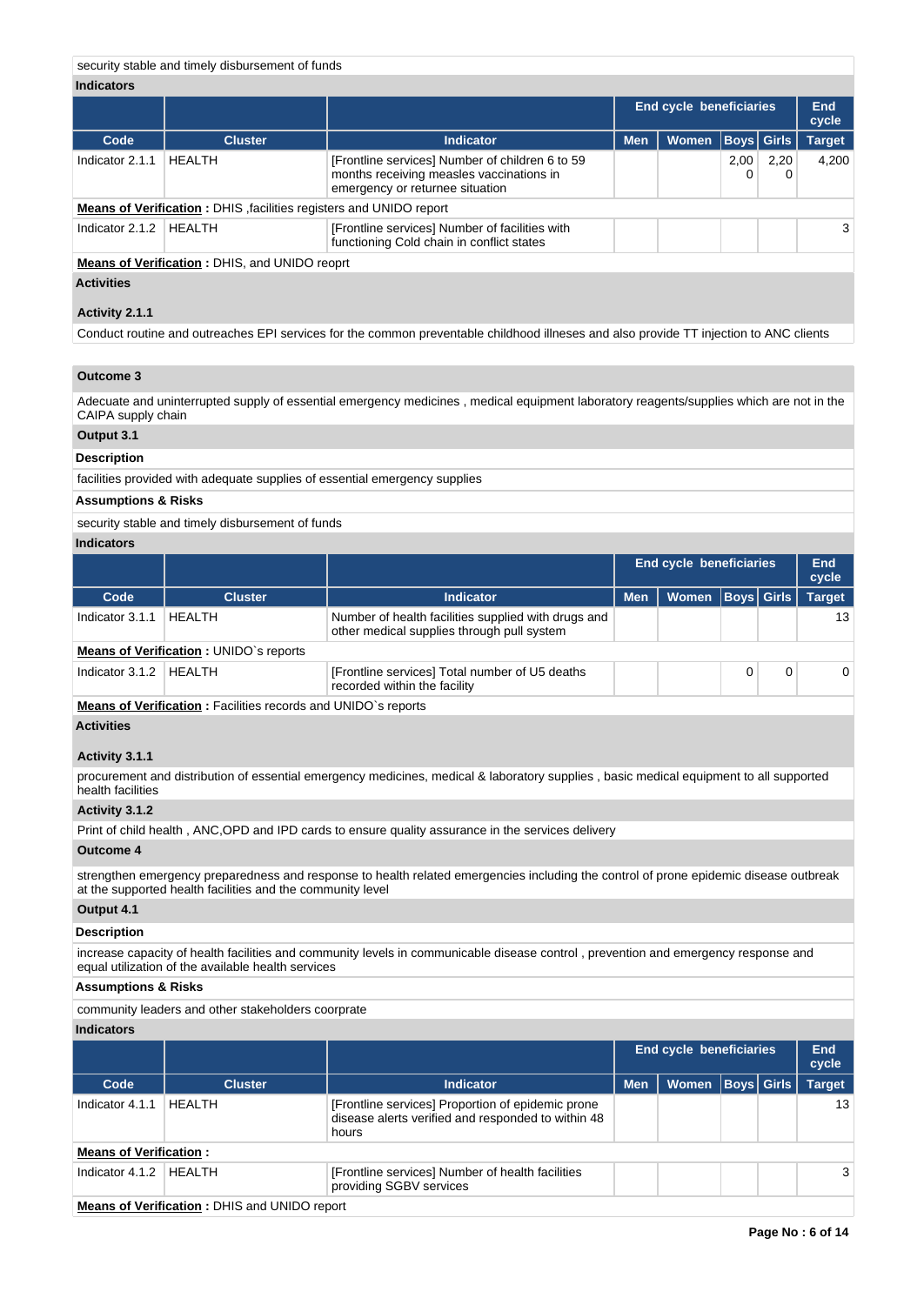security stable and timely disbursement of funds

**Indicators**

| | | | End cycle beneficiaries | | | | End cycle |
|---|---|---|---|---|---|---|---|
| **Code** | **Cluster** | **Indicator** | **Men** | **Women** | **Boys** | **Girls** | **Target** |
| Indicator 2.1.1 | HEALTH | [Frontline services] Number of children 6 to 59 months receiving measles vaccinations in emergency or returnee situation | | | 2,000 | 2,200 | 4,200 |
| **Means of Verification :** DHIS ,facilities registers and UNIDO report | | | | | | | |
| Indicator 2.1.2 | HEALTH | [Frontline services] Number of facilities with functioning Cold chain in conflict states | | | | | 3 |
| **Means of Verification :** DHIS, and UNIDO reoprt | | | | | | | |

**Activities**

**Activity 2.1.1**

Conduct routine and outreaches EPI services for the common preventable childhood illneses and also provide TT injection to ANC clients

**Outcome 3**

Adecuate and uninterrupted supply of essential emergency medicines , medical equipment laboratory reagents/supplies which are not in the CAIPA supply chain

**Output 3.1**

**Description**

facilities provided with adequate supplies of essential emergency supplies

**Assumptions & Risks**

security stable and timely disbursement of funds

**Indicators**

| | | | End cycle beneficiaries | | | | End cycle |
|---|---|---|---|---|---|---|---|
| **Code** | **Cluster** | **Indicator** | **Men** | **Women** | **Boys** | **Girls** | **Target** |
| Indicator 3.1.1 | HEALTH | Number of health facilities supplied with drugs and other medical supplies through pull system | | | | | 13 |
| **Means of Verification :** UNIDO`s reports | | | | | | | |
| Indicator 3.1.2 | HEALTH | [Frontline services] Total number of U5 deaths recorded within the facility | | | 0 | 0 | 0 |
| **Means of Verification :** Facilities records and UNIDO`s reports | | | | | | | |

**Activities**

**Activity 3.1.1**

procurement and distribution of essential emergency medicines, medical & laboratory supplies , basic medical equipment to all supported health facilities

**Activity 3.1.2**

Print of child health , ANC,OPD and IPD cards to ensure quality assurance in the services delivery

**Outcome 4**

strengthen emergency preparedness and response to health related emergencies including the control of prone epidemic disease outbreak at the supported health facilities and the community level

**Output 4.1**

**Description**

increase capacity of health facilities and community levels in communicable disease control , prevention and emergency response and equal utilization of the available health services

**Assumptions & Risks**

community leaders and other stakeholders coorprate

**Indicators**

| | | | End cycle beneficiaries | | | | End cycle |
|---|---|---|---|---|---|---|---|
| **Code** | **Cluster** | **Indicator** | **Men** | **Women** | **Boys** | **Girls** | **Target** |
| Indicator 4.1.1 | HEALTH | [Frontline services] Proportion of epidemic prone disease alerts verified and responded to within 48 hours | | | | | 13 |
| **Means of Verification :** | | | | | | | |
| Indicator 4.1.2 | HEALTH | [Frontline services] Number of health facilities providing SGBV services | | | | | 3 |
| **Means of Verification :** DHIS and UNIDO report | | | | | | | |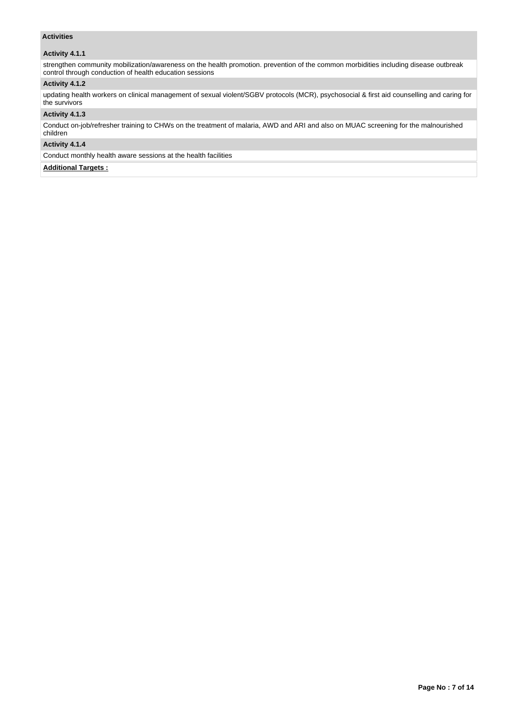**Activities**

**Activity 4.1.1**

strengthen community mobilization/awareness on the health promotion. prevention of the common morbidities including disease outbreak control through conduction of health education sessions

**Activity 4.1.2**

updating health workers on clinical management of sexual violent/SGBV protocols (MCR), psychosocial & first aid counselling and caring for the survivors

**Activity 4.1.3**

Conduct on-job/refresher training to CHWs on the treatment of malaria, AWD and ARI and also on MUAC screening for the malnourished children

**Activity 4.1.4**

Conduct monthly health aware sessions at the health facilities

**Additional Targets :**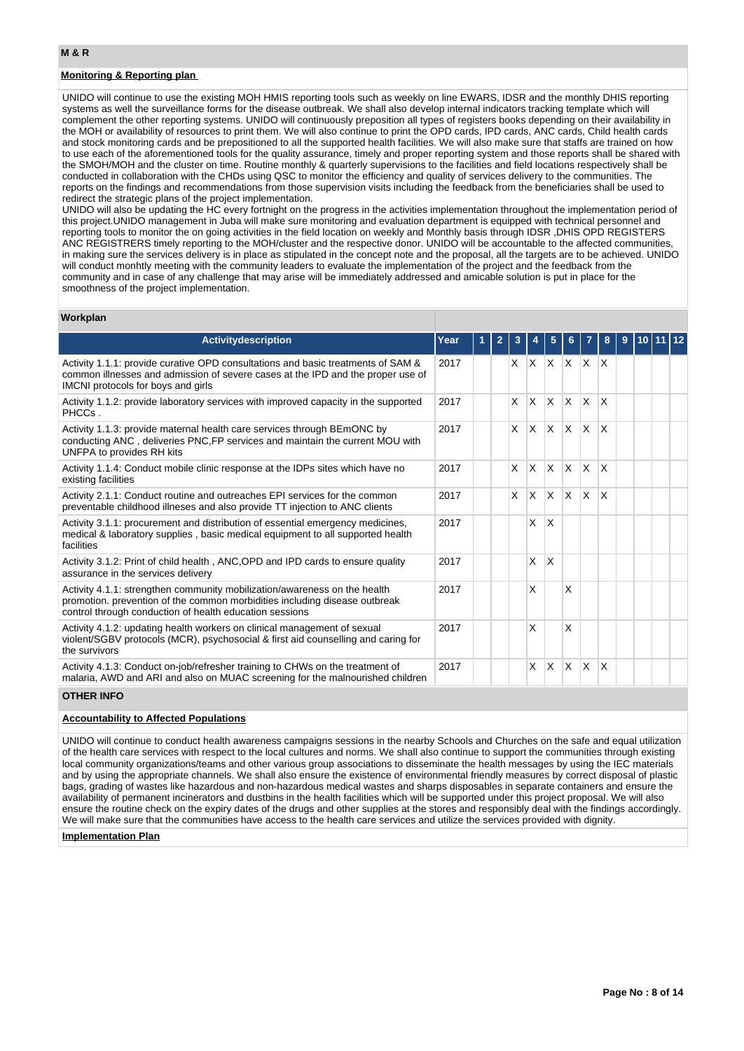## M & R

### Monitoring & Reporting plan

UNIDO will continue to use the existing MOH HMIS reporting tools such as weekly on line EWARS, IDSR and the monthly DHIS reporting systems as well the surveillance forms for the disease outbreak. We shall also develop internal indicators tracking template which will complement the other reporting systems. UNIDO will continuously preposition all types of registers books depending on their availability in the MOH or availability of resources to print them. We will also continue to print the OPD cards, IPD cards, ANC cards, Child health cards and stock monitoring cards and be prepositioned to all the supported health facilities. We will also make sure that staffs are trained on how to use each of the aforementioned tools for the quality assurance, timely and proper reporting system and those reports shall be shared with the SMOH/MOH and the cluster on time. Routine monthly & quarterly supervisions to the facilities and field locations respectively shall be conducted in collaboration with the CHDs using QSC to monitor the efficiency and quality of services delivery to the communities. The reports on the findings and recommendations from those supervision visits including the feedback from the beneficiaries shall be used to redirect the strategic plans of the project implementation.

UNIDO will also be updating the HC every fortnight on the progress in the activities implementation throughout the implementation period of this project.UNIDO management in Juba will make sure monitoring and evaluation department is equipped with technical personnel and reporting tools to monitor the on going activities in the field location on weekly and Monthly basis through IDSR ,DHIS OPD REGISTERS ANC REGISTRERS timely reporting to the MOH/cluster and the respective donor. UNIDO will be accountable to the affected communities, in making sure the services delivery is in place as stipulated in the concept note and the proposal, all the targets are to be achieved. UNIDO will conduct monhtly meeting with the community leaders to evaluate the implementation of the project and the feedback from the community and in case of any challenge that may arise will be immediately addressed and amicable solution is put in place for the smoothness of the project implementation.

### Workplan

| Activitydescription | Year | 1 | 2 | 3 | 4 | 5 | 6 | 7 | 8 | 9 | 10 | 11 | 12 |
|---|---|---|---|---|---|---|---|---|---|---|---|---|---|
| Activity 1.1.1: provide curative OPD consultations and basic treatments of SAM & common illnesses and admission of severe cases at the IPD and the proper use of IMCNI protocols for boys and girls | 2017 | | | X | X | X | X | X | X | | | | |
| Activity 1.1.2: provide laboratory services with improved capacity in the supported PHCCs . | 2017 | | | X | X | X | X | X | X | | | | |
| Activity 1.1.3: provide maternal health care services through BEmONC by conducting ANC , deliveries PNC,FP services and maintain the current MOU with UNFPA to provides RH kits | 2017 | | | X | X | X | X | X | X | | | | |
| Activity 1.1.4: Conduct mobile clinic response at the IDPs sites which have no existing facilities | 2017 | | | X | X | X | X | X | X | | | | |
| Activity 2.1.1: Conduct routine and outreaches EPI services for the common preventable childhood illneses and also provide TT injection to ANC clients | 2017 | | | X | X | X | X | X | X | | | | |
| Activity 3.1.1: procurement and distribution of essential emergency medicines, medical & laboratory supplies , basic medical equipment to all supported health facilities | 2017 | | | | X | X | | | | | | | |
| Activity 3.1.2: Print of child health , ANC,OPD and IPD cards to ensure quality assurance in the services delivery | 2017 | | | | X | X | | | | | | | |
| Activity 4.1.1: strengthen community mobilization/awareness on the health promotion. prevention of the common morbidities including disease outbreak control through conduction of health education sessions | 2017 | | | | X | | X | | | | | | |
| Activity 4.1.2: updating health workers on clinical management of sexual violent/SGBV protocols (MCR), psychosocial & first aid counselling and caring for the survivors | 2017 | | | | X | | X | | | | | | |
| Activity 4.1.3: Conduct on-job/refresher training to CHWs on the treatment of malaria, AWD and ARI and also on MUAC screening for the malnourished children | 2017 | | | | X | X | X | X | X | | | | |

## OTHER INFO

### Accountability to Affected Populations

UNIDO will continue to conduct health awareness campaigns sessions in the nearby Schools and Churches on the safe and equal utilization of the health care services with respect to the local cultures and norms. We shall also continue to support the communities through existing local community organizations/teams and other various group associations to disseminate the health messages by using the IEC materials and by using the appropriate channels. We shall also ensure the existence of environmental friendly measures by correct disposal of plastic bags, grading of wastes like hazardous and non-hazardous medical wastes and sharps disposables in separate containers and ensure the availability of permanent incinerators and dustbins in the health facilities which will be supported under this project proposal. We will also ensure the routine check on the expiry dates of the drugs and other supplies at the stores and responsibly deal with the findings accordingly. We will make sure that the communities have access to the health care services and utilize the services provided with dignity.

### Implementation Plan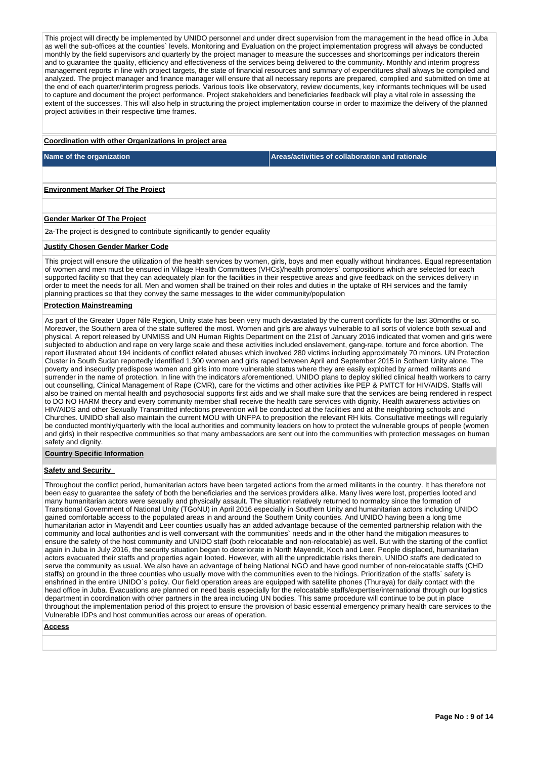This project will directly be implemented by UNIDO personnel and under direct supervision from the management in the head office in Juba as well the sub-offices at the counties` levels. Monitoring and Evaluation on the project implementation progress will always be conducted monthly by the field supervisors and quarterly by the project manager to measure the successes and shortcomings per indicators therein and to guarantee the quality, efficiency and effectiveness of the services being delivered to the community. Monthly and interim progress management reports in line with project targets, the state of financial resources and summary of expenditures shall always be compiled and analyzed. The project manager and finance manager will ensure that all necessary reports are prepared, complied and submitted on time at the end of each quarter/interim progress periods. Various tools like observatory, review documents, key informants techniques will be used to capture and document the project performance. Project stakeholders and beneficiaries feedback will play a vital role in assessing the extent of the successes. This will also help in structuring the project implementation course in order to maximize the delivery of the planned project activities in their respective time frames.

**Coordination with other Organizations in project area**

| Name of the organization | Areas/activities of collaboration and rationale |
| --- | --- |
| | |

**Environment Marker Of The Project**

**Gender Marker Of The Project**

2a-The project is designed to contribute significantly to gender equality

**Justify Chosen Gender Marker Code**

This project will ensure the utilization of the health services by women, girls, boys and men equally without hindrances. Equal representation of women and men must be ensured in Village Health Committees (VHCs)/health promoters` compositions which are selected for each supported facility so that they can adequately plan for the facilities in their respective areas and give feedback on the services delivery in order to meet the needs for all. Men and women shall be trained on their roles and duties in the uptake of RH services and the family planning practices so that they convey the same messages to the wider community/population

**Protection Mainstreaming**

As part of the Greater Upper Nile Region, Unity state has been very much devastated by the current conflicts for the last 30months or so. Moreover, the Southern area of the state suffered the most. Women and girls are always vulnerable to all sorts of violence both sexual and physical. A report released by UNMISS and UN Human Rights Department on the 21st of January 2016 indicated that women and girls were subjected to abduction and rape on very large scale and these activities included enslavement, gang-rape, torture and force abortion. The report illustrated about 194 incidents of conflict related abuses which involved 280 victims including approximately 70 minors. UN Protection Cluster in South Sudan reportedly identified 1,300 women and girls raped between April and September 2015 in Sothern Unity alone. The poverty and insecurity predispose women and girls into more vulnerable status where they are easily exploited by armed militants and surrender in the name of protection. In line with the indicators aforementioned, UNIDO plans to deploy skilled clinical health workers to carry out counselling, Clinical Management of Rape (CMR), care for the victims and other activities like PEP & PMTCT for HIV/AIDS. Staffs will also be trained on mental health and psychosocial supports first aids and we shall make sure that the services are being rendered in respect to DO NO HARM theory and every community member shall receive the health care services with dignity. Health awareness activities on HIV/AIDS and other Sexually Transmitted infections prevention will be conducted at the facilities and at the neighboring schools and Churches. UNIDO shall also maintain the current MOU with UNFPA to preposition the relevant RH kits. Consultative meetings will regularly be conducted monthly/quarterly with the local authorities and community leaders on how to protect the vulnerable groups of people (women and girls) in their respective communities so that many ambassadors are sent out into the communities with protection messages on human safety and dignity.

**Country Specific Information**

**Safety and Security**

Throughout the conflict period, humanitarian actors have been targeted actions from the armed militants in the country. It has therefore not been easy to guarantee the safety of both the beneficiaries and the services providers alike. Many lives were lost, properties looted and many humanitarian actors were sexually and physically assault. The situation relatively returned to normalcy since the formation of Transitional Government of National Unity (TGoNU) in April 2016 especially in Southern Unity and humanitarian actors including UNIDO gained comfortable access to the populated areas in and around the Southern Unity counties. And UNIDO having been a long time humanitarian actor in Mayendit and Leer counties usually has an added advantage because of the cemented partnership relation with the community and local authorities and is well conversant with the communities` needs and in the other hand the mitigation measures to ensure the safety of the host community and UNIDO staff (both relocatable and non-relocatable) as well. But with the starting of the conflict again in Juba in July 2016, the security situation began to deteriorate in North Mayendit, Koch and Leer. People displaced, humanitarian actors evacuated their staffs and properties again looted. However, with all the unpredictable risks therein, UNIDO staffs are dedicated to serve the community as usual. We also have an advantage of being National NGO and have good number of non-relocatable staffs (CHD staffs) on ground in the three counties who usually move with the communities even to the hidings. Prioritization of the staffs` safety is enshrined in the entire UNIDO`s policy. Our field operation areas are equipped with satellite phones (Thuraya) for daily contact with the head office in Juba. Evacuations are planned on need basis especially for the relocatable staffs/expertise/international through our logistics department in coordination with other partners in the area including UN bodies. This same procedure will continue to be put in place throughout the implementation period of this project to ensure the provision of basic essential emergency primary health care services to the Vulnerable IDPs and host communities across our areas of operation.

**Access**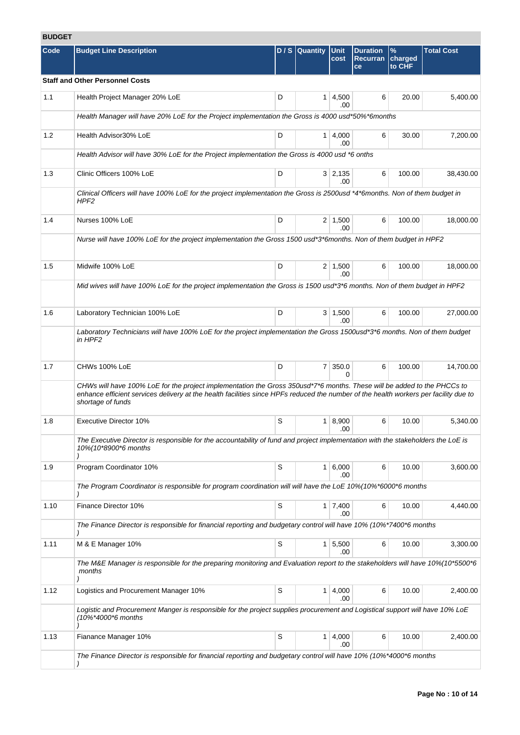## BUDGET

| Code | Budget Line Description | D / S | Quantity | Unit cost | Duration Recurrance | % charged to CHF | Total Cost |
|---|---|---|---|---|---|---|---|
| **Staff and Other Personnel Costs** | | | | | | | |
| 1.1 | Health Project Manager 20% LoE | D | 1 | 4,500.00 | 6 | 20.00 | 5,400.00 |
| | *Health Manager will have 20% LoE for the Project implementation the Gross is 4000 usd*50%*6months* | | | | | | |
| 1.2 | Health Advisor30% LoE | D | 1 | 4,000.00 | 6 | 30.00 | 7,200.00 |
| | *Health Advisor will have 30% LoE for the Project implementation the Gross is 4000 usd *6 onths* | | | | | | |
| 1.3 | Clinic Officers 100% LoE | D | 3 | 2,135.00 | 6 | 100.00 | 38,430.00 |
| | *Clinical Officers will have 100% LoE for the project implementation the Gross is 2500usd *4*6months. Non of them budget in HPF2* | | | | | | |
| 1.4 | Nurses 100% LoE | D | 2 | 1,500.00 | 6 | 100.00 | 18,000.00 |
| | *Nurse will have 100% LoE for the project implementation the Gross 1500 usd*3*6months. Non of them budget in HPF2* | | | | | | |
| 1.5 | Midwife 100% LoE | D | 2 | 1,500.00 | 6 | 100.00 | 18,000.00 |
| | *Mid wives will have 100% LoE for the project implementation the Gross is 1500 usd*3*6 months. Non of them budget in HPF2* | | | | | | |
| 1.6 | Laboratory Technician 100% LoE | D | 3 | 1,500.00 | 6 | 100.00 | 27,000.00 |
| | *Laboratory Technicians will have 100% LoE for the project implementation the Gross 1500usd*3*6 months. Non of them budget in HPF2* | | | | | | |
| 1.7 | CHWs 100% LoE | D | 7 | 350.00 | 6 | 100.00 | 14,700.00 |
| | *CHWs will have 100% LoE for the project implementation the Gross 350usd*7*6 months. These will be added to the PHCCs to enhance efficient services delivery at the health facilities since HPFs reduced the number of the health workers per facility due to shortage of funds* | | | | | | |
| 1.8 | Executive Director 10% | S | 1 | 8,900.00 | 6 | 10.00 | 5,340.00 |
| | *The Executive Director is responsible for the accountability of fund and project implementation with the stakeholders the LoE is 10%(10*8900*6 months )* | | | | | | |
| 1.9 | Program Coordinator 10% | S | 1 | 6,000.00 | 6 | 10.00 | 3,600.00 |
| | *The Program Coordinator is responsible for program coordination will will have the LoE 10%(10%*6000*6 months )* | | | | | | |
| 1.10 | Finance Director 10% | S | 1 | 7,400.00 | 6 | 10.00 | 4,440.00 |
| | *The Finance Director is responsible for financial reporting and budgetary control will have 10% (10%*7400*6 months )* | | | | | | |
| 1.11 | M & E Manager 10% | S | 1 | 5,500.00 | 6 | 10.00 | 3,300.00 |
| | *The M&E Manager is responsible for the preparing monitoring and Evaluation report to the stakeholders will have 10%(10*5500*6 months )* | | | | | | |
| 1.12 | Logistics and Procurement Manager 10% | S | 1 | 4,000.00 | 6 | 10.00 | 2,400.00 |
| | *Logistic and Procurement Manger is responsible for the project supplies procurement and Logistical support will have 10% LoE (10%*4000*6 months )* | | | | | | |
| 1.13 | Fianance Manager 10% | S | 1 | 4,000.00 | 6 | 10.00 | 2,400.00 |
| | *The Finance Director is responsible for financial reporting and budgetary control will have 10% (10%*4000*6 months )* | | | | | | |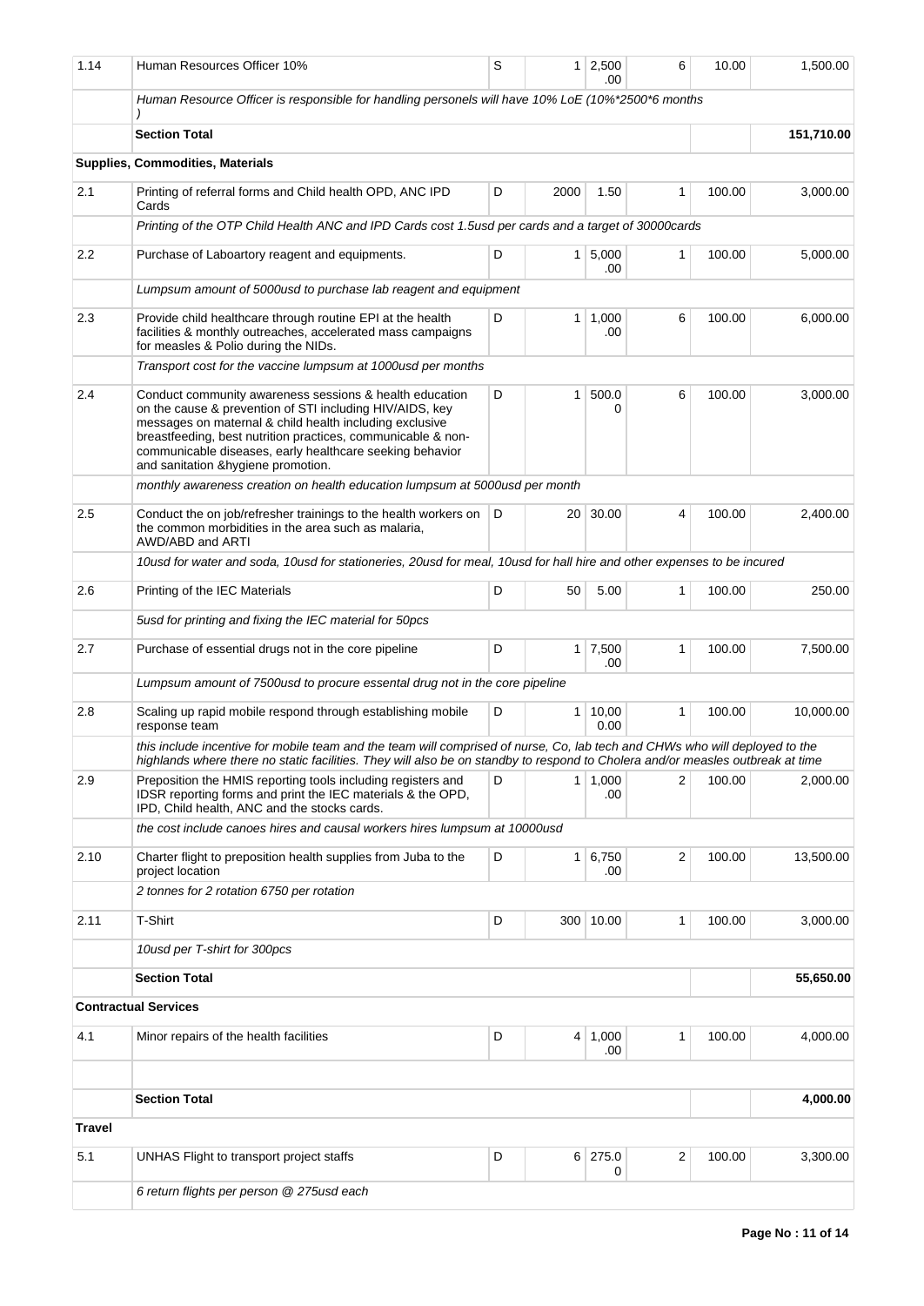| | | | | | | | |
|---|---|---|---|---|---|---|---|
| 1.14 | Human Resources Officer 10% | S | 1 | 2,500.00 | 6 | 10.00 | 1,500.00 |
| | Human Resource Officer is responsible for handling personels will have 10% LoE (10%*2500*6 months ) | | | | | | |
| | **Section Total** | | | | | | **151,710.00** |
| **Supplies, Commodities, Materials** | | | | | | | |
| 2.1 | Printing of referral forms and Child health OPD, ANC IPD Cards | D | 2000 | 1.50 | 1 | 100.00 | 3,000.00 |
| | *Printing of the OTP Child Health ANC and IPD Cards cost 1.5usd per cards and a target of 30000cards* | | | | | | |
| 2.2 | Purchase of Laboartory reagent and equipments. | D | 1 | 5,000.00 | 1 | 100.00 | 5,000.00 |
| | *Lumpsum amount of 5000usd to purchase lab reagent and equipment* | | | | | | |
| 2.3 | Provide child healthcare through routine EPI at the health facilities & monthly outreaches, accelerated mass campaigns for measles & Polio during the NIDs. | D | 1 | 1,000.00 | 6 | 100.00 | 6,000.00 |
| | *Transport cost for the vaccine lumpsum at 1000usd per months* | | | | | | |
| 2.4 | Conduct community awareness sessions & health education on the cause & prevention of STI including HIV/AIDS, key messages on maternal & child health including exclusive breastfeeding, best nutrition practices, communicable & non-communicable diseases, early healthcare seeking behavior and sanitation &hygiene promotion. | D | 1 | 500.00 | 6 | 100.00 | 3,000.00 |
| | *monthly awareness creation on health education lumpsum at 5000usd per month* | | | | | | |
| 2.5 | Conduct the on job/refresher trainings to the health workers on the common morbidities in the area such as malaria, AWD/ABD and ARTI | D | 20 | 30.00 | 4 | 100.00 | 2,400.00 |
| | *10usd for water and soda, 10usd for stationeries, 20usd for meal, 10usd for hall hire and other expenses to be incured* | | | | | | |
| 2.6 | Printing of the IEC Materials | D | 50 | 5.00 | 1 | 100.00 | 250.00 |
| | *5usd for printing and fixing the IEC material for 50pcs* | | | | | | |
| 2.7 | Purchase of essential drugs not in the core pipeline | D | 1 | 7,500.00 | 1 | 100.00 | 7,500.00 |
| | *Lumpsum amount of 7500usd to procure essental drug not in the core pipeline* | | | | | | |
| 2.8 | Scaling up rapid mobile respond through establishing mobile response team | D | 1 | 10,000.00 | 1 | 100.00 | 10,000.00 |
| | *this include incentive for mobile team and the team will comprised of nurse, Co, lab tech and CHWs who will deployed to the highlands where there no static facilities. They will also be on standby to respond to Cholera and/or measles outbreak at time* | | | | | | |
| 2.9 | Preposition the HMIS reporting tools including registers and IDSR reporting forms and print the IEC materials & the OPD, IPD, Child health, ANC and the stocks cards. | D | 1 | 1,000.00 | 2 | 100.00 | 2,000.00 |
| | *the cost include canoes hires and causal workers hires lumpsum at 10000usd* | | | | | | |
| 2.10 | Charter flight to preposition health supplies from Juba to the project location | D | 1 | 6,750.00 | 2 | 100.00 | 13,500.00 |
| | *2 tonnes for 2 rotation 6750 per rotation* | | | | | | |
| 2.11 | T-Shirt | D | 300 | 10.00 | 1 | 100.00 | 3,000.00 |
| | *10usd per T-shirt for 300pcs* | | | | | | |
| | **Section Total** | | | | | | **55,650.00** |
| **Contractual Services** | | | | | | | |
| 4.1 | Minor repairs of the health facilities | D | 4 | 1,000.00 | 1 | 100.00 | 4,000.00 |
| | | | | | | | |
| | **Section Total** | | | | | | **4,000.00** |
| **Travel** | | | | | | | |
| 5.1 | UNHAS Flight to transport project staffs | D | 6 | 275.00 | 2 | 100.00 | 3,300.00 |
| | *6 return flights per person @ 275usd each* | | | | | | |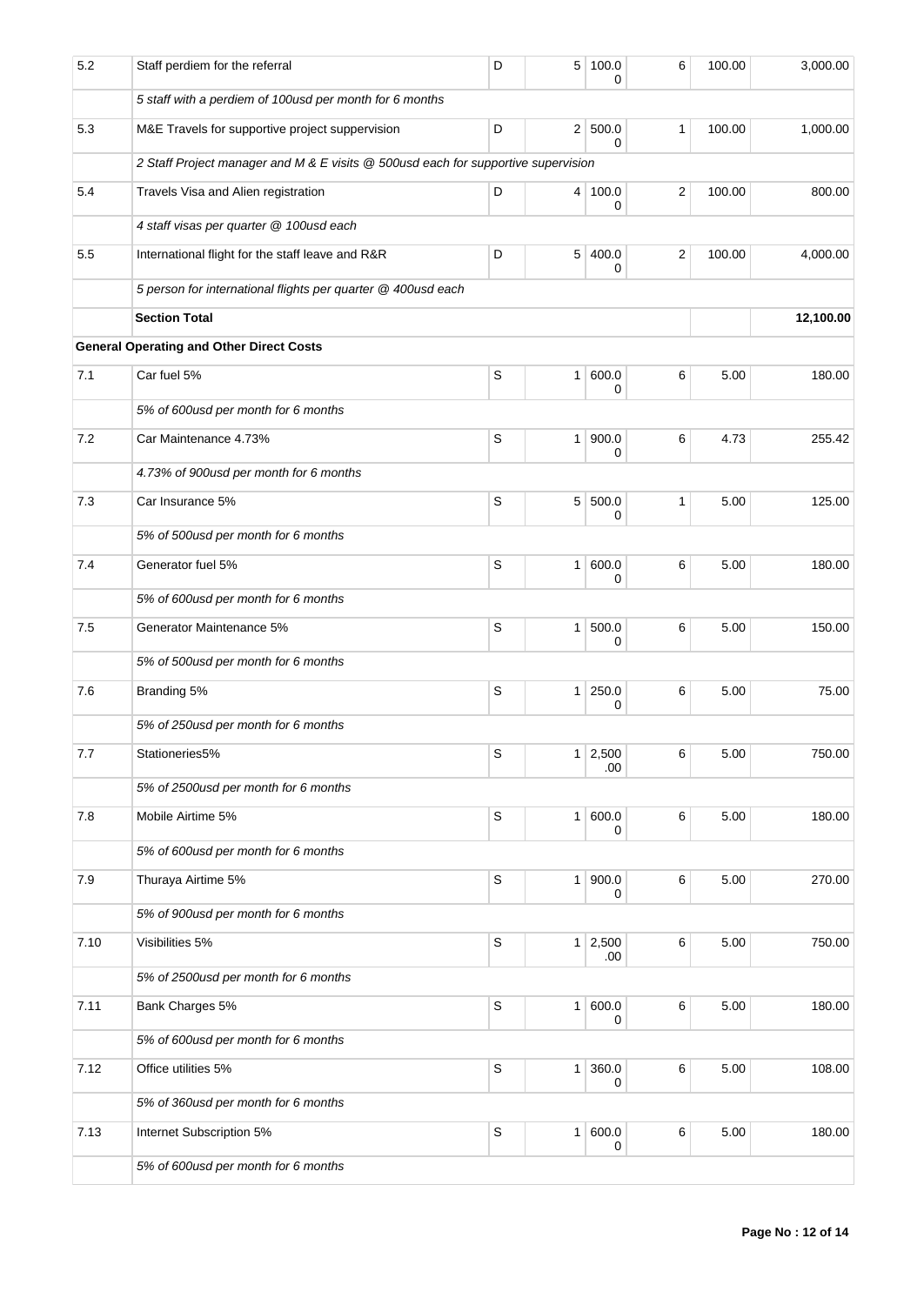| | | | | | | | |
|---|---|---|---|---|---|---|---|
| 5.2 | Staff perdiem for the referral | D | 5 | 100.00 | 6 | 100.00 | 3,000.00 |
| | *5 staff with a perdiem of 100usd per month for 6 months* | | | | | | |
| 5.3 | M&E Travels for supportive project suppervision | D | 2 | 500.00 | 1 | 100.00 | 1,000.00 |
| | *2 Staff Project manager and M & E visits @ 500usd each for supportive supervision* | | | | | | |
| 5.4 | Travels Visa and Alien registration | D | 4 | 100.00 | 2 | 100.00 | 800.00 |
| | *4 staff visas per quarter @ 100usd each* | | | | | | |
| 5.5 | International flight for the staff leave and R&R | D | 5 | 400.00 | 2 | 100.00 | 4,000.00 |
| | *5 person for international flights per quarter @ 400usd each* | | | | | | |
| | **Section Total** | | | | | | **12,100.00** |
| **General Operating and Other Direct Costs** | | | | | | | |
| 7.1 | Car fuel 5% | S | 1 | 600.00 | 6 | 5.00 | 180.00 |
| | *5% of 600usd per month for 6 months* | | | | | | |
| 7.2 | Car Maintenance 4.73% | S | 1 | 900.00 | 6 | 4.73 | 255.42 |
| | *4.73% of 900usd per month for 6 months* | | | | | | |
| 7.3 | Car Insurance 5% | S | 5 | 500.00 | 1 | 5.00 | 125.00 |
| | *5% of 500usd per month for 6 months* | | | | | | |
| 7.4 | Generator fuel 5% | S | 1 | 600.00 | 6 | 5.00 | 180.00 |
| | *5% of 600usd per month for 6 months* | | | | | | |
| 7.5 | Generator Maintenance 5% | S | 1 | 500.00 | 6 | 5.00 | 150.00 |
| | *5% of 500usd per month for 6 months* | | | | | | |
| 7.6 | Branding 5% | S | 1 | 250.00 | 6 | 5.00 | 75.00 |
| | *5% of 250usd per month for 6 months* | | | | | | |
| 7.7 | Stationeries5% | S | 1 | 2,500.00 | 6 | 5.00 | 750.00 |
| | *5% of 2500usd per month for 6 months* | | | | | | |
| 7.8 | Mobile Airtime 5% | S | 1 | 600.00 | 6 | 5.00 | 180.00 |
| | *5% of 600usd per month for 6 months* | | | | | | |
| 7.9 | Thuraya Airtime 5% | S | 1 | 900.00 | 6 | 5.00 | 270.00 |
| | *5% of 900usd per month for 6 months* | | | | | | |
| 7.10 | Visibilities 5% | S | 1 | 2,500.00 | 6 | 5.00 | 750.00 |
| | *5% of 2500usd per month for 6 months* | | | | | | |
| 7.11 | Bank Charges 5% | S | 1 | 600.00 | 6 | 5.00 | 180.00 |
| | *5% of 600usd per month for 6 months* | | | | | | |
| 7.12 | Office utilities 5% | S | 1 | 360.00 | 6 | 5.00 | 108.00 |
| | *5% of 360usd per month for 6 months* | | | | | | |
| 7.13 | Internet Subscription 5% | S | 1 | 600.00 | 6 | 5.00 | 180.00 |
| | *5% of 600usd per month for 6 months* | | | | | | |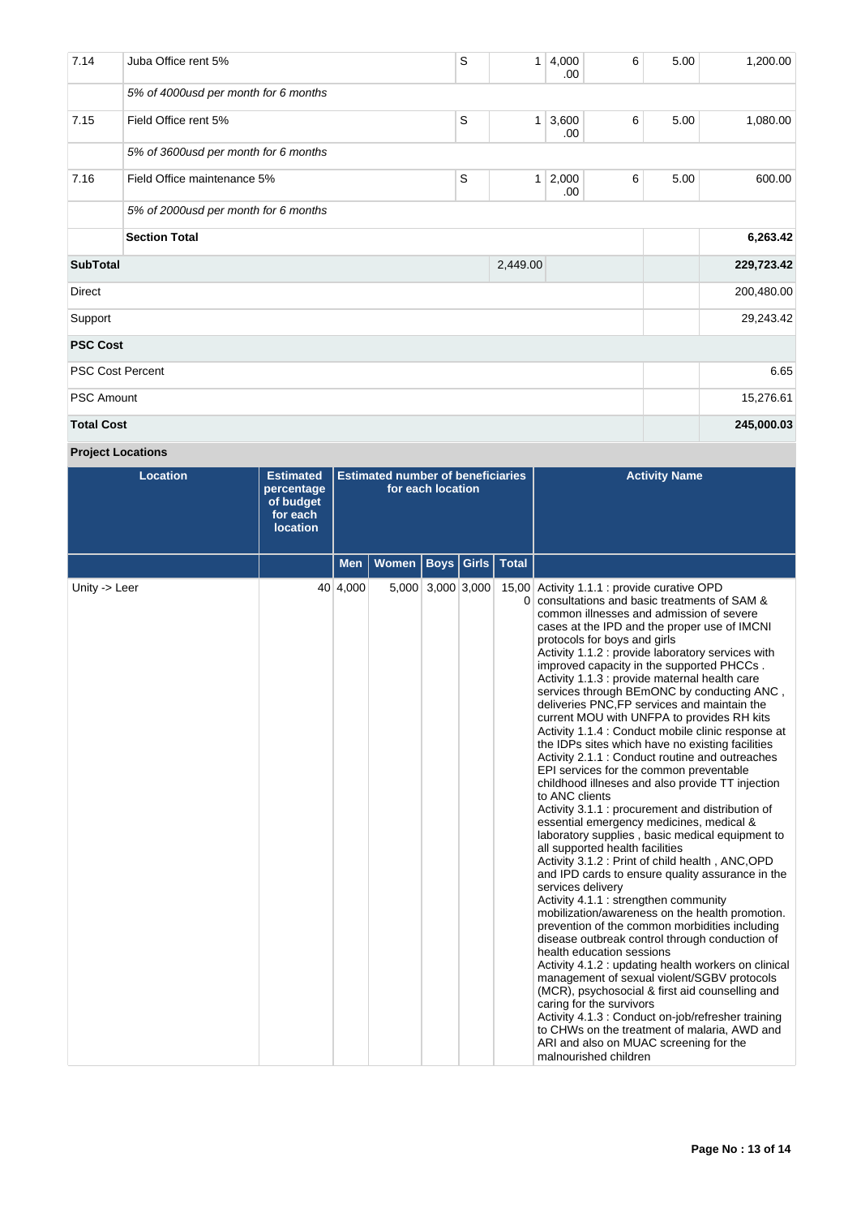| 7.14 | Juba Office rent 5% | S | 1 | 4,000.00 | 6 | 5.00 | 1,200.00 |
|---|---|---|---|---|---|---|---|
| | *5% of 4000usd per month for 6 months* | | | | | | |
| 7.15 | Field Office rent 5% | S | 1 | 3,600.00 | 6 | 5.00 | 1,080.00 |
| | *5% of 3600usd per month for 6 months* | | | | | | |
| 7.16 | Field Office maintenance 5% | S | 1 | 2,000.00 | 6 | 5.00 | 600.00 |
| | *5% of 2000usd per month for 6 months* | | | | | | |
| | **Section Total** | | | | | | **6,263.42** |
| **SubTotal** | | | 2,449.00 | | | | **229,723.42** |
| Direct | | | | | | | 200,480.00 |
| Support | | | | | | | 29,243.42 |
| **PSC Cost** | | | | | | | |
| PSC Cost Percent | | | | | | | 6.65 |
| PSC Amount | | | | | | | 15,276.61 |
| **Total Cost** | | | | | | | **245,000.03** |

**Project Locations**

| Location | Estimated percentage of budget for each location | Estimated number of beneficiaries for each location | | | | | Activity Name |
|---|---|---|---|---|---|---|---|
| | | Men | Women | Boys | Girls | Total | |
| Unity -> Leer | 40 | 4,000 | 5,000 | 3,000 | 3,000 | 15,000 | Activity 1.1.1 : provide curative OPD consultations and basic treatments of SAM & common illnesses and admission of severe cases at the IPD and the proper use of IMCNI protocols for boys and girls<br>Activity 1.1.2 : provide laboratory services with improved capacity in the supported PHCCs .<br>Activity 1.1.3 : provide maternal health care services through BEmONC by conducting ANC , deliveries PNC,FP services and maintain the current MOU with UNFPA to provides RH kits<br>Activity 1.1.4 : Conduct mobile clinic response at the IDPs sites which have no existing facilities<br>Activity 2.1.1 : Conduct routine and outreaches EPI services for the common preventable childhood illnesses and also provide TT injection to ANC clients<br>Activity 3.1.1 : procurement and distribution of essential emergency medicines, medical & laboratory supplies , basic medical equipment to all supported health facilities<br>Activity 3.1.2 : Print of child health , ANC,OPD and IPD cards to ensure quality assurance in the services delivery<br>Activity 4.1.1 : strengthen community mobilization/awareness on the health promotion. prevention of the common morbidities including disease outbreak control through conduction of health education sessions<br>Activity 4.1.2 : updating health workers on clinical management of sexual violent/SGBV protocols (MCR), psychosocial & first aid counselling and caring for the survivors<br>Activity 4.1.3 : Conduct on-job/refresher training to CHWs on the treatment of malaria, AWD and ARI and also on MUAC screening for the malnourished children |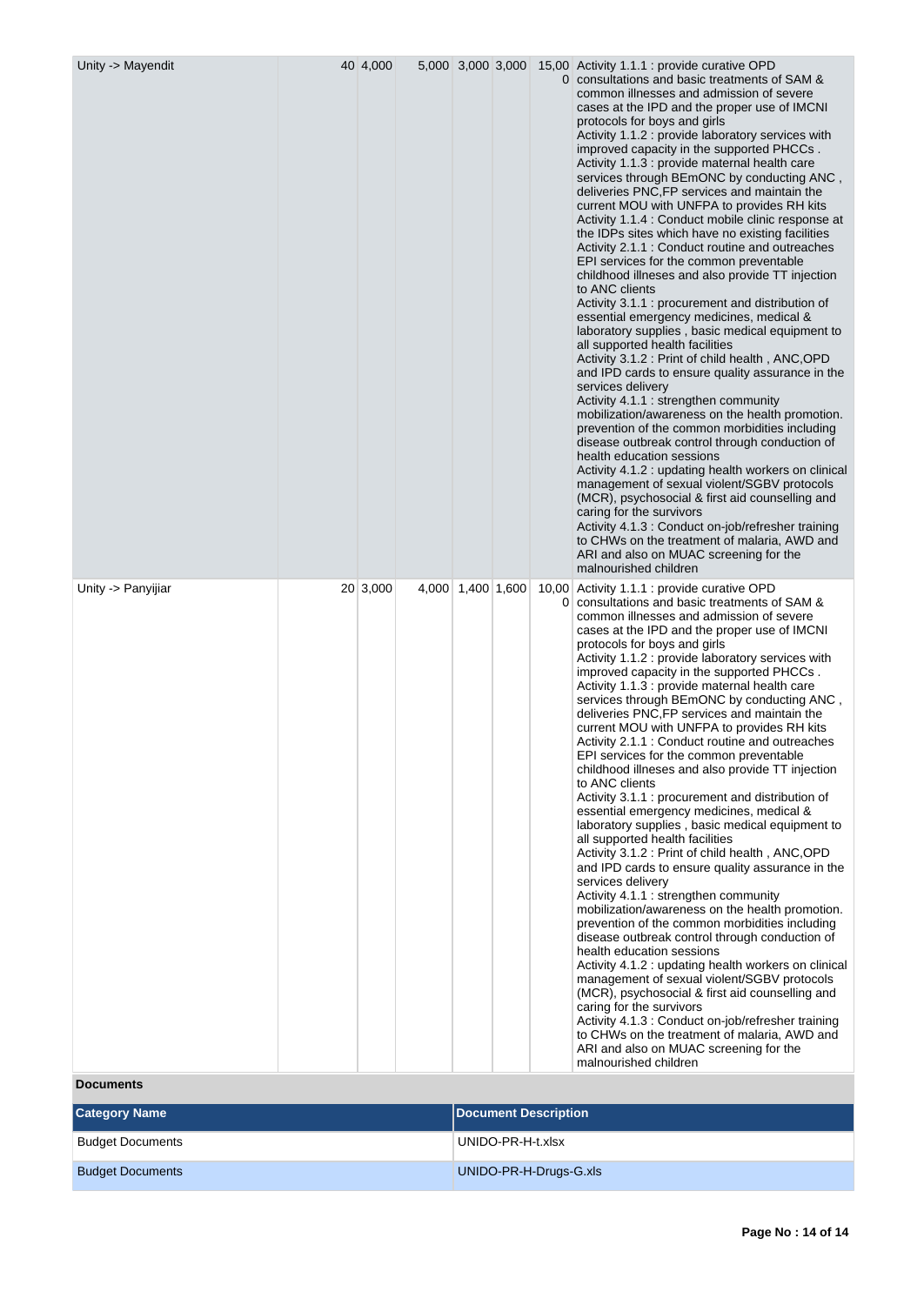| | | | | | | | |
|---|---|---|---|---|---|---|---|
| Unity -> Mayendit | 40 | 4,000 | 5,000 | 3,000 | 3,000 | 15,000 | Activity 1.1.1 : provide curative OPD consultations and basic treatments of SAM & common illnesses and admission of severe cases at the IPD and the proper use of IMCNI protocols for boys and girls<br>Activity 1.1.2 : provide laboratory services with improved capacity in the supported PHCCs .<br>Activity 1.1.3 : provide maternal health care services through BEmONC by conducting ANC , deliveries PNC,FP services and maintain the current MOU with UNFPA to provides RH kits<br>Activity 1.1.4 : Conduct mobile clinic response at the IDPs sites which have no existing facilities<br>Activity 2.1.1 : Conduct routine and outreaches EPI services for the common preventable childhood illneses and also provide TT injection to ANC clients<br>Activity 3.1.1 : procurement and distribution of essential emergency medicines, medical & laboratory supplies , basic medical equipment to all supported health facilities<br>Activity 3.1.2 : Print of child health , ANC,OPD and IPD cards to ensure quality assurance in the services delivery<br>Activity 4.1.1 : strengthen community mobilization/awareness on the health promotion. prevention of the common morbidities including disease outbreak control through conduction of health education sessions<br>Activity 4.1.2 : updating health workers on clinical management of sexual violent/SGBV protocols (MCR), psychosocial & first aid counselling and caring for the survivors<br>Activity 4.1.3 : Conduct on-job/refresher training to CHWs on the treatment of malaria, AWD and ARI and also on MUAC screening for the malnourished children |
| Unity -> Panyijiar | 20 | 3,000 | 4,000 | 1,400 | 1,600 | 10,000 | Activity 1.1.1 : provide curative OPD consultations and basic treatments of SAM & common illnesses and admission of severe cases at the IPD and the proper use of IMCNI protocols for boys and girls<br>Activity 1.1.2 : provide laboratory services with improved capacity in the supported PHCCs .<br>Activity 1.1.3 : provide maternal health care services through BEmONC by conducting ANC , deliveries PNC,FP services and maintain the current MOU with UNFPA to provides RH kits<br>Activity 2.1.1 : Conduct routine and outreaches EPI services for the common preventable childhood illneses and also provide TT injection to ANC clients<br>Activity 3.1.1 : procurement and distribution of essential emergency medicines, medical & laboratory supplies , basic medical equipment to all supported health facilities<br>Activity 3.1.2 : Print of child health , ANC,OPD and IPD cards to ensure quality assurance in the services delivery<br>Activity 4.1.1 : strengthen community mobilization/awareness on the health promotion. prevention of the common morbidities including disease outbreak control through conduction of health education sessions<br>Activity 4.1.2 : updating health workers on clinical management of sexual violent/SGBV protocols (MCR), psychosocial & first aid counselling and caring for the survivors<br>Activity 4.1.3 : Conduct on-job/refresher training to CHWs on the treatment of malaria, AWD and ARI and also on MUAC screening for the malnourished children |

**Documents**

| Category Name | Document Description |
|---|---|
| Budget Documents | UNIDO-PR-H-t.xlsx |
| Budget Documents | UNIDO-PR-H-Drugs-G.xls |